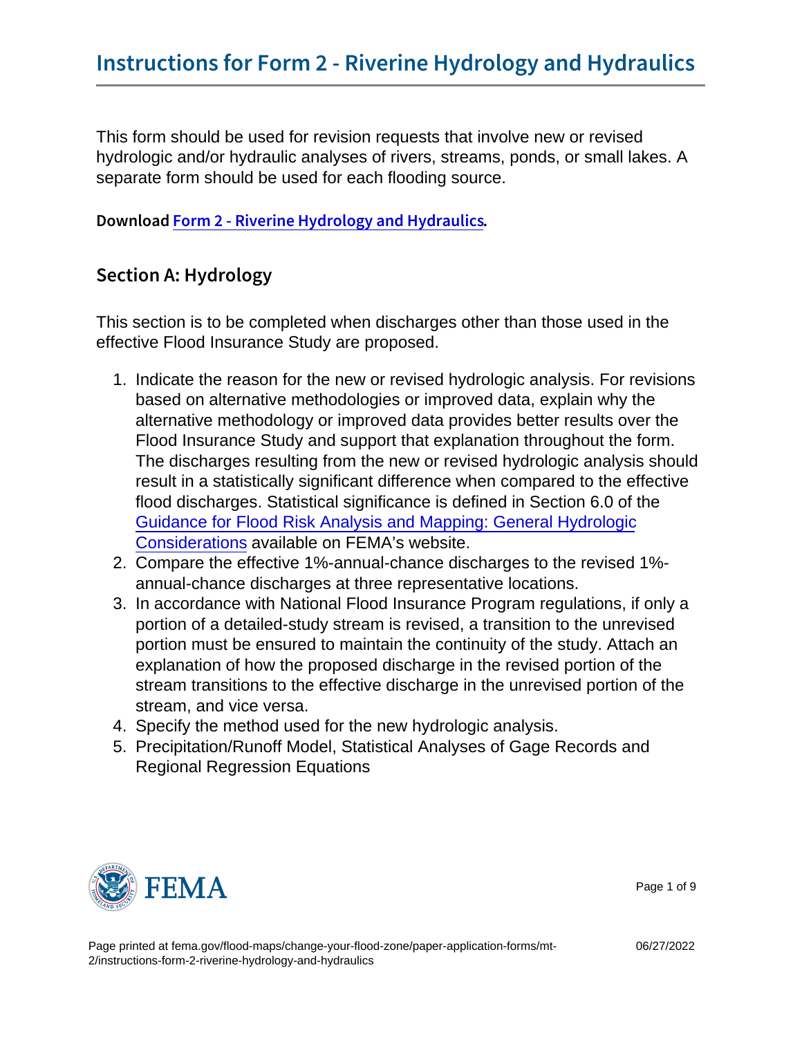# Instructions for Form 2 - Riverine Hydrology and Hydraulics

This form should be used for revision requests that involve new or revised hydrologic and/or hydraulic analyses of rivers, streams, ponds, or small lakes. A separate form should be used for each flooding source.

Download Form 2 - Riverine Hydrology and Hydraulics.

## Section A: Hydrology

This section is to be completed when discharges other than those used in the effective Flood Insurance Study are proposed.

1. Indicate the reason for the new or revised hydrologic analysis. For revisions based on alternative methodologies or improved data, explain why the alternative methodology or improved data provides better results over the Flood Insurance Study and support that explanation throughout the form. The discharges resulting from the new or revised hydrologic analysis should result in a statistically significant difference when compared to the effective flood discharges. Statistical significance is defined in Section 6.0 of the Guidance for Flood Risk Analysis and Mapping: General Hydrologic Considerations available on FEMA's website.
2. Compare the effective 1%-annual-chance discharges to the revised 1%-annual-chance discharges at three representative locations.
3. In accordance with National Flood Insurance Program regulations, if only a portion of a detailed-study stream is revised, a transition to the unrevised portion must be ensured to maintain the continuity of the study. Attach an explanation of how the proposed discharge in the revised portion of the stream transitions to the effective discharge in the unrevised portion of the stream, and vice versa.
4. Specify the method used for the new hydrologic analysis.
5. Precipitation/Runoff Model, Statistical Analyses of Gage Records and Regional Regression Equations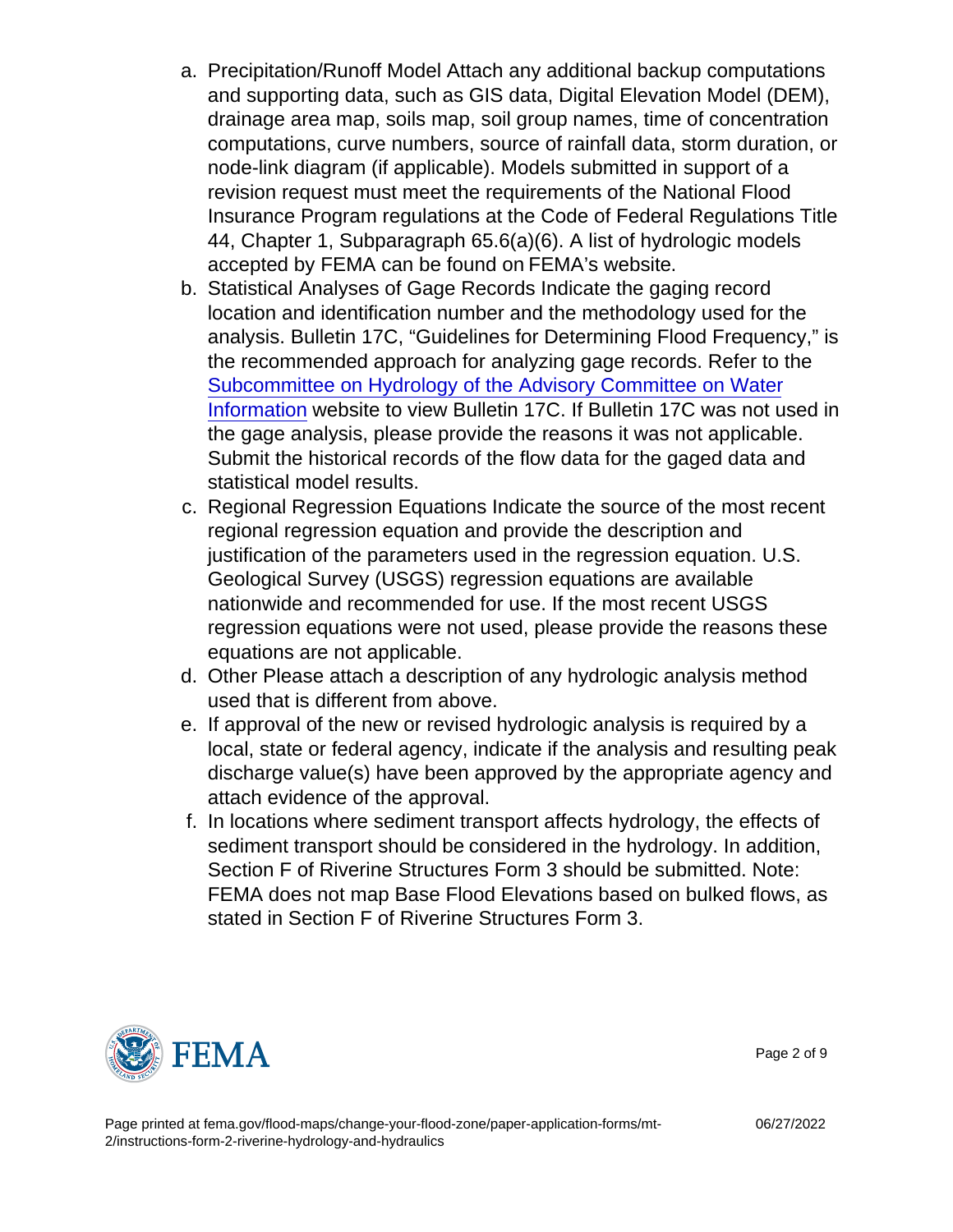a. Precipitation/Runoff Model Attach any additional backup computations and supporting data, such as GIS data, Digital Elevation Model (DEM), drainage area map, soils map, soil group names, time of concentration computations, curve numbers, source of rainfall data, storm duration, or node-link diagram (if applicable). Models submitted in support of a revision request must meet the requirements of the National Flood Insurance Program regulations at the Code of Federal Regulations Title 44, Chapter 1, Subparagraph 65.6(a)(6). A list of hydrologic models accepted by FEMA can be found on FEMA's website.
b. Statistical Analyses of Gage Records Indicate the gaging record location and identification number and the methodology used for the analysis. Bulletin 17C, "Guidelines for Determining Flood Frequency," is the recommended approach for analyzing gage records. Refer to the Subcommittee on Hydrology of the Advisory Committee on Water Information website to view Bulletin 17C. If Bulletin 17C was not used in the gage analysis, please provide the reasons it was not applicable. Submit the historical records of the flow data for the gaged data and statistical model results.
c. Regional Regression Equations Indicate the source of the most recent regional regression equation and provide the description and justification of the parameters used in the regression equation. U.S. Geological Survey (USGS) regression equations are available nationwide and recommended for use. If the most recent USGS regression equations were not used, please provide the reasons these equations are not applicable.
d. Other Please attach a description of any hydrologic analysis method used that is different from above.
e. If approval of the new or revised hydrologic analysis is required by a local, state or federal agency, indicate if the analysis and resulting peak discharge value(s) have been approved by the appropriate agency and attach evidence of the approval.
f. In locations where sediment transport affects hydrology, the effects of sediment transport should be considered in the hydrology. In addition, Section F of Riverine Structures Form 3 should be submitted. Note: FEMA does not map Base Flood Elevations based on bulked flows, as stated in Section F of Riverine Structures Form 3.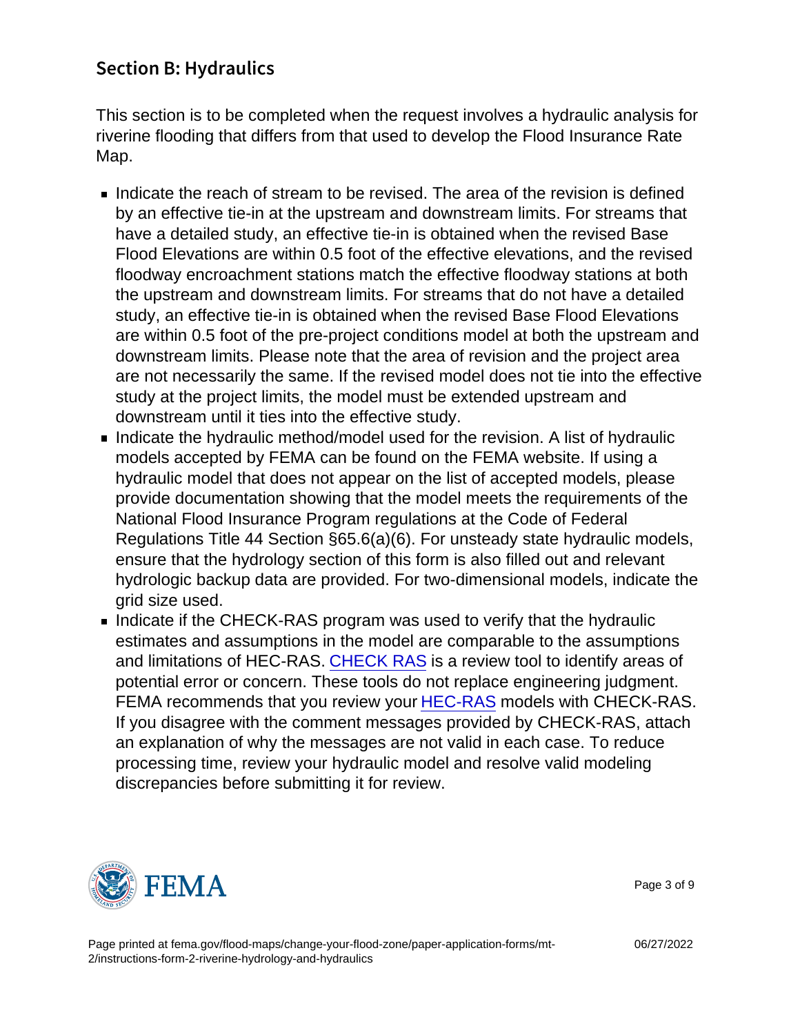## Section B: Hydraulics

This section is to be completed when the request involves a hydraulic analysis for riverine flooding that differs from that used to develop the Flood Insurance Rate Map.

- Indicate the reach of stream to be revised. The area of the revision is defined by an effective tie-in at the upstream and downstream limits. For streams that have a detailed study, an effective tie-in is obtained when the revised Base Flood Elevations are within 0.5 foot of the effective elevations, and the revised floodway encroachment stations match the effective floodway stations at both the upstream and downstream limits. For streams that do not have a detailed study, an effective tie-in is obtained when the revised Base Flood Elevations are within 0.5 foot of the pre-project conditions model at both the upstream and downstream limits. Please note that the area of revision and the project area are not necessarily the same. If the revised model does not tie into the effective study at the project limits, the model must be extended upstream and downstream until it ties into the effective study.
- Indicate the hydraulic method/model used for the revision. A list of hydraulic models accepted by FEMA can be found on the FEMA website. If using a hydraulic model that does not appear on the list of accepted models, please provide documentation showing that the model meets the requirements of the National Flood Insurance Program regulations at the Code of Federal Regulations Title 44 Section §65.6(a)(6). For unsteady state hydraulic models, ensure that the hydrology section of this form is also filled out and relevant hydrologic backup data are provided. For two-dimensional models, indicate the grid size used.
- Indicate if the CHECK-RAS program was used to verify that the hydraulic estimates and assumptions in the model are comparable to the assumptions and limitations of HEC-RAS. CHECK RAS is a review tool to identify areas of potential error or concern. These tools do not replace engineering judgment. FEMA recommends that you review your HEC-RAS models with CHECK-RAS. If you disagree with the comment messages provided by CHECK-RAS, attach an explanation of why the messages are not valid in each case. To reduce processing time, review your hydraulic model and resolve valid modeling discrepancies before submitting it for review.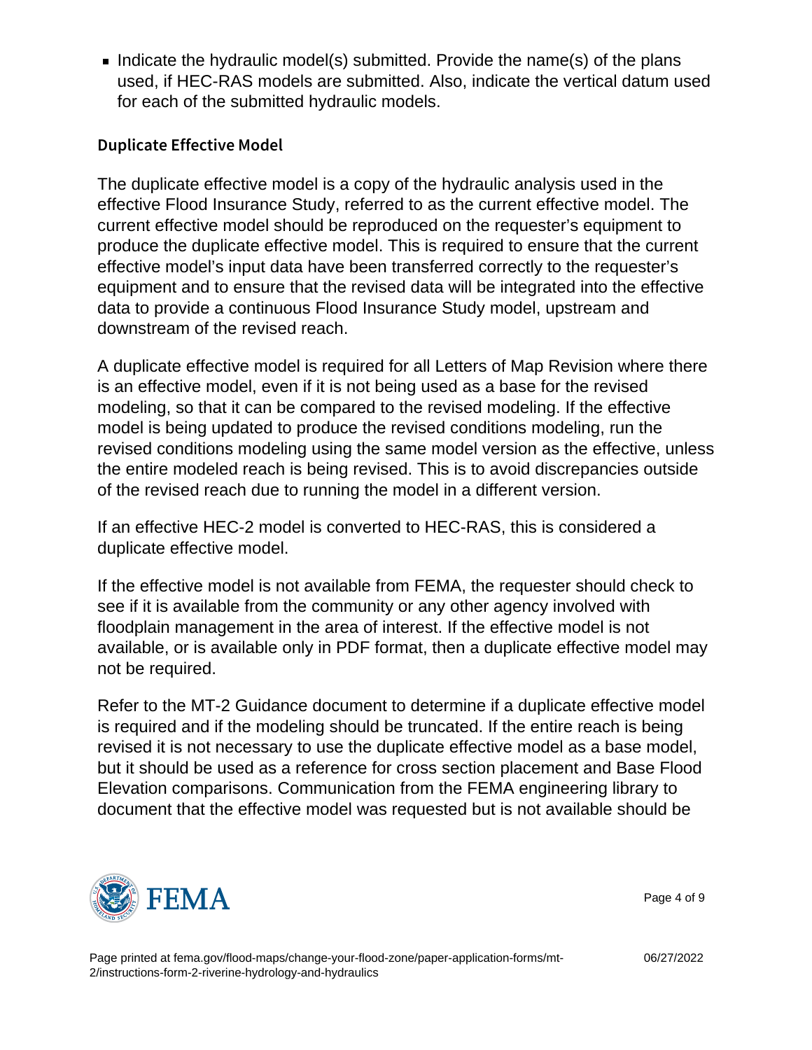- Indicate the hydraulic model(s) submitted. Provide the name(s) of the plans used, if HEC-RAS models are submitted. Also, indicate the vertical datum used for each of the submitted hydraulic models.

### Duplicate Effective Model

The duplicate effective model is a copy of the hydraulic analysis used in the effective Flood Insurance Study, referred to as the current effective model. The current effective model should be reproduced on the requester's equipment to produce the duplicate effective model. This is required to ensure that the current effective model's input data have been transferred correctly to the requester's equipment and to ensure that the revised data will be integrated into the effective data to provide a continuous Flood Insurance Study model, upstream and downstream of the revised reach.

A duplicate effective model is required for all Letters of Map Revision where there is an effective model, even if it is not being used as a base for the revised modeling, so that it can be compared to the revised modeling. If the effective model is being updated to produce the revised conditions modeling, run the revised conditions modeling using the same model version as the effective, unless the entire modeled reach is being revised. This is to avoid discrepancies outside of the revised reach due to running the model in a different version.

If an effective HEC-2 model is converted to HEC-RAS, this is considered a duplicate effective model.

If the effective model is not available from FEMA, the requester should check to see if it is available from the community or any other agency involved with floodplain management in the area of interest. If the effective model is not available, or is available only in PDF format, then a duplicate effective model may not be required.

Refer to the MT-2 Guidance document to determine if a duplicate effective model is required and if the modeling should be truncated. If the entire reach is being revised it is not necessary to use the duplicate effective model as a base model, but it should be used as a reference for cross section placement and Base Flood Elevation comparisons. Communication from the FEMA engineering library to document that the effective model was requested but is not available should be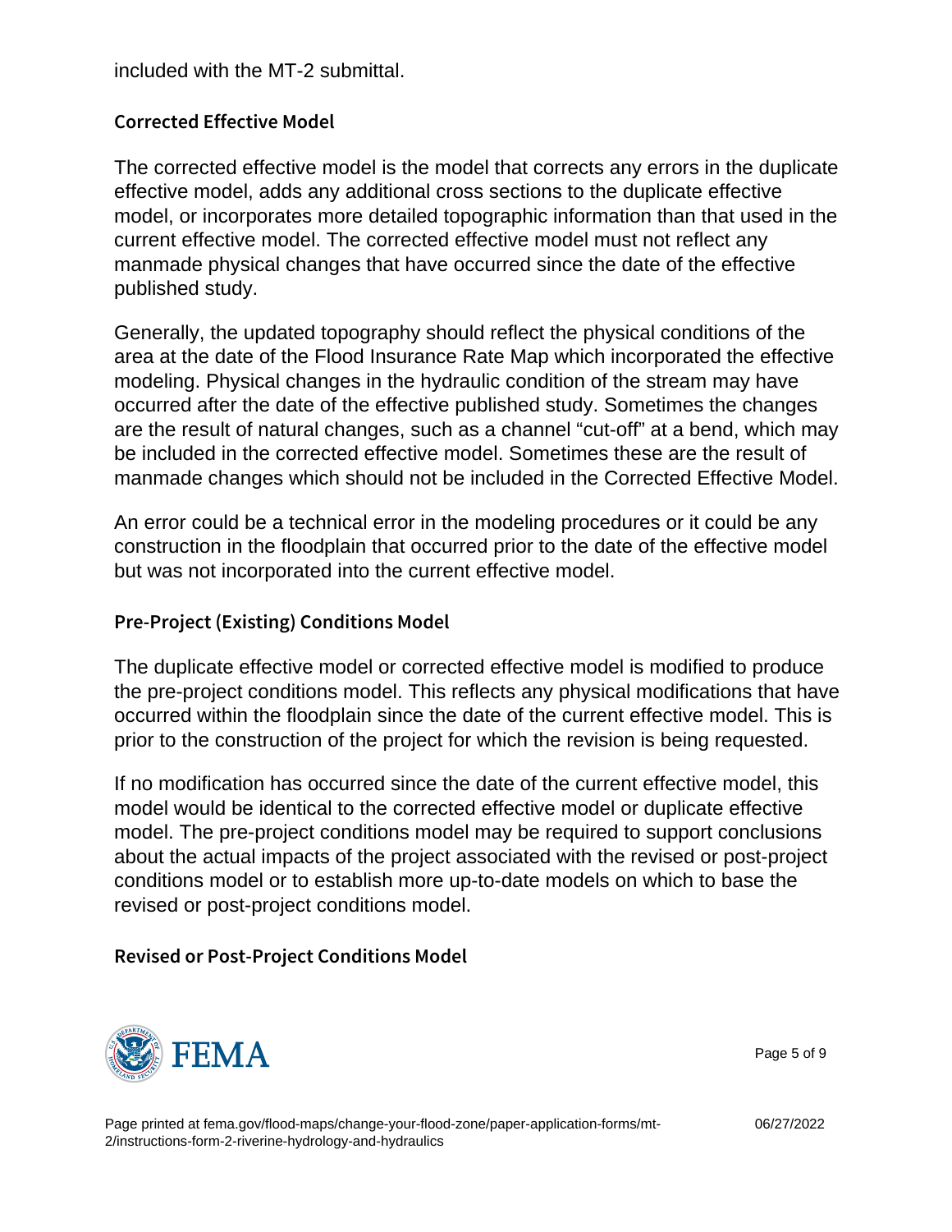included with the MT-2 submittal.

### Corrected Effective Model

The corrected effective model is the model that corrects any errors in the duplicate effective model, adds any additional cross sections to the duplicate effective model, or incorporates more detailed topographic information than that used in the current effective model. The corrected effective model must not reflect any manmade physical changes that have occurred since the date of the effective published study.

Generally, the updated topography should reflect the physical conditions of the area at the date of the Flood Insurance Rate Map which incorporated the effective modeling. Physical changes in the hydraulic condition of the stream may have occurred after the date of the effective published study. Sometimes the changes are the result of natural changes, such as a channel "cut-off" at a bend, which may be included in the corrected effective model. Sometimes these are the result of manmade changes which should not be included in the Corrected Effective Model.

An error could be a technical error in the modeling procedures or it could be any construction in the floodplain that occurred prior to the date of the effective model but was not incorporated into the current effective model.

### Pre-Project (Existing) Conditions Model

The duplicate effective model or corrected effective model is modified to produce the pre-project conditions model. This reflects any physical modifications that have occurred within the floodplain since the date of the current effective model. This is prior to the construction of the project for which the revision is being requested.

If no modification has occurred since the date of the current effective model, this model would be identical to the corrected effective model or duplicate effective model. The pre-project conditions model may be required to support conclusions about the actual impacts of the project associated with the revised or post-project conditions model or to establish more up-to-date models on which to base the revised or post-project conditions model.

### Revised or Post-Project Conditions Model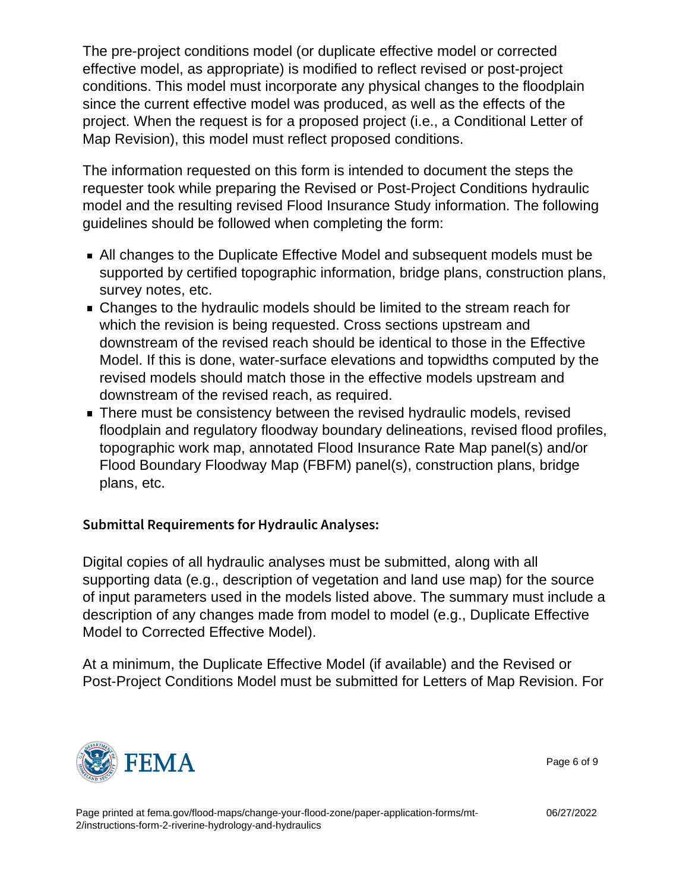The pre-project conditions model (or duplicate effective model or corrected effective model, as appropriate) is modified to reflect revised or post-project conditions. This model must incorporate any physical changes to the floodplain since the current effective model was produced, as well as the effects of the project. When the request is for a proposed project (i.e., a Conditional Letter of Map Revision), this model must reflect proposed conditions.

The information requested on this form is intended to document the steps the requester took while preparing the Revised or Post-Project Conditions hydraulic model and the resulting revised Flood Insurance Study information. The following guidelines should be followed when completing the form:

- All changes to the Duplicate Effective Model and subsequent models must be supported by certified topographic information, bridge plans, construction plans, survey notes, etc.
- Changes to the hydraulic models should be limited to the stream reach for which the revision is being requested. Cross sections upstream and downstream of the revised reach should be identical to those in the Effective Model. If this is done, water-surface elevations and topwidths computed by the revised models should match those in the effective models upstream and downstream of the revised reach, as required.
- There must be consistency between the revised hydraulic models, revised floodplain and regulatory floodway boundary delineations, revised flood profiles, topographic work map, annotated Flood Insurance Rate Map panel(s) and/or Flood Boundary Floodway Map (FBFM) panel(s), construction plans, bridge plans, etc.

### Submittal Requirements for Hydraulic Analyses:

Digital copies of all hydraulic analyses must be submitted, along with all supporting data (e.g., description of vegetation and land use map) for the source of input parameters used in the models listed above. The summary must include a description of any changes made from model to model (e.g., Duplicate Effective Model to Corrected Effective Model).

At a minimum, the Duplicate Effective Model (if available) and the Revised or Post-Project Conditions Model must be submitted for Letters of Map Revision. For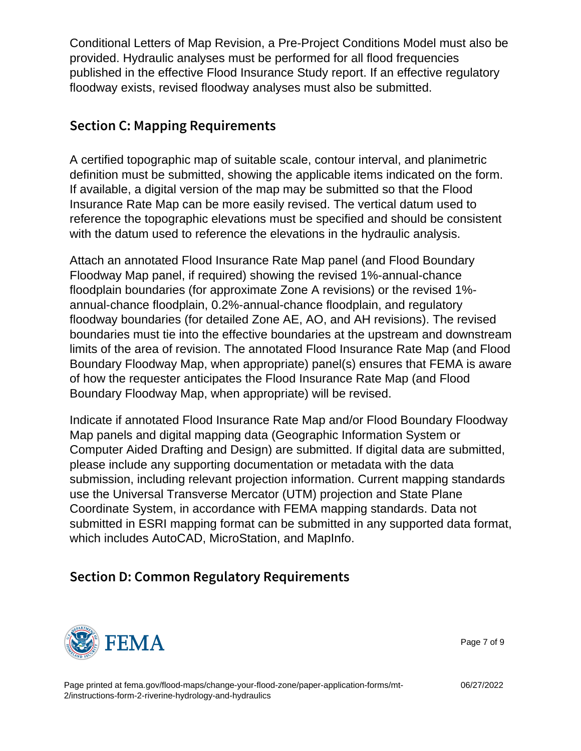Conditional Letters of Map Revision, a Pre-Project Conditions Model must also be provided. Hydraulic analyses must be performed for all flood frequencies published in the effective Flood Insurance Study report. If an effective regulatory floodway exists, revised floodway analyses must also be submitted.

## Section C: Mapping Requirements

A certified topographic map of suitable scale, contour interval, and planimetric definition must be submitted, showing the applicable items indicated on the form. If available, a digital version of the map may be submitted so that the Flood Insurance Rate Map can be more easily revised. The vertical datum used to reference the topographic elevations must be specified and should be consistent with the datum used to reference the elevations in the hydraulic analysis.

Attach an annotated Flood Insurance Rate Map panel (and Flood Boundary Floodway Map panel, if required) showing the revised 1%-annual-chance floodplain boundaries (for approximate Zone A revisions) or the revised 1%-annual-chance floodplain, 0.2%-annual-chance floodplain, and regulatory floodway boundaries (for detailed Zone AE, AO, and AH revisions). The revised boundaries must tie into the effective boundaries at the upstream and downstream limits of the area of revision. The annotated Flood Insurance Rate Map (and Flood Boundary Floodway Map, when appropriate) panel(s) ensures that FEMA is aware of how the requester anticipates the Flood Insurance Rate Map (and Flood Boundary Floodway Map, when appropriate) will be revised.

Indicate if annotated Flood Insurance Rate Map and/or Flood Boundary Floodway Map panels and digital mapping data (Geographic Information System or Computer Aided Drafting and Design) are submitted. If digital data are submitted, please include any supporting documentation or metadata with the data submission, including relevant projection information. Current mapping standards use the Universal Transverse Mercator (UTM) projection and State Plane Coordinate System, in accordance with FEMA mapping standards. Data not submitted in ESRI mapping format can be submitted in any supported data format, which includes AutoCAD, MicroStation, and MapInfo.

## Section D: Common Regulatory Requirements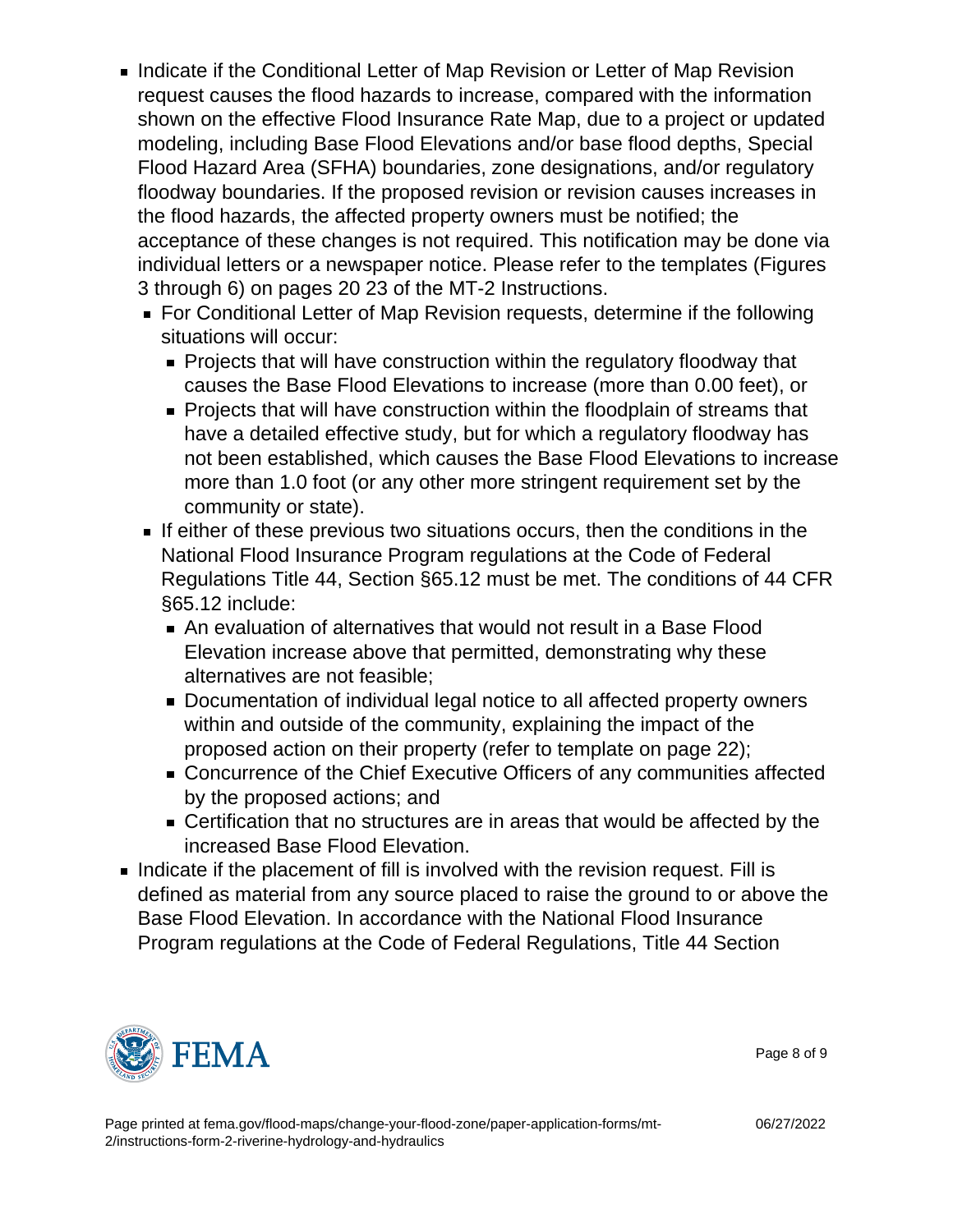- Indicate if the Conditional Letter of Map Revision or Letter of Map Revision request causes the flood hazards to increase, compared with the information shown on the effective Flood Insurance Rate Map, due to a project or updated modeling, including Base Flood Elevations and/or base flood depths, Special Flood Hazard Area (SFHA) boundaries, zone designations, and/or regulatory floodway boundaries. If the proposed revision or revision causes increases in the flood hazards, the affected property owners must be notified; the acceptance of these changes is not required. This notification may be done via individual letters or a newspaper notice. Please refer to the templates (Figures 3 through 6) on pages 20 23 of the MT-2 Instructions.
  - For Conditional Letter of Map Revision requests, determine if the following situations will occur:
    - Projects that will have construction within the regulatory floodway that causes the Base Flood Elevations to increase (more than 0.00 feet), or
    - Projects that will have construction within the floodplain of streams that have a detailed effective study, but for which a regulatory floodway has not been established, which causes the Base Flood Elevations to increase more than 1.0 foot (or any other more stringent requirement set by the community or state).
  - If either of these previous two situations occurs, then the conditions in the National Flood Insurance Program regulations at the Code of Federal Regulations Title 44, Section §65.12 must be met. The conditions of 44 CFR §65.12 include:
    - An evaluation of alternatives that would not result in a Base Flood Elevation increase above that permitted, demonstrating why these alternatives are not feasible;
    - Documentation of individual legal notice to all affected property owners within and outside of the community, explaining the impact of the proposed action on their property (refer to template on page 22);
    - Concurrence of the Chief Executive Officers of any communities affected by the proposed actions; and
    - Certification that no structures are in areas that would be affected by the increased Base Flood Elevation.
- Indicate if the placement of fill is involved with the revision request. Fill is defined as material from any source placed to raise the ground to or above the Base Flood Elevation. In accordance with the National Flood Insurance Program regulations at the Code of Federal Regulations, Title 44 Section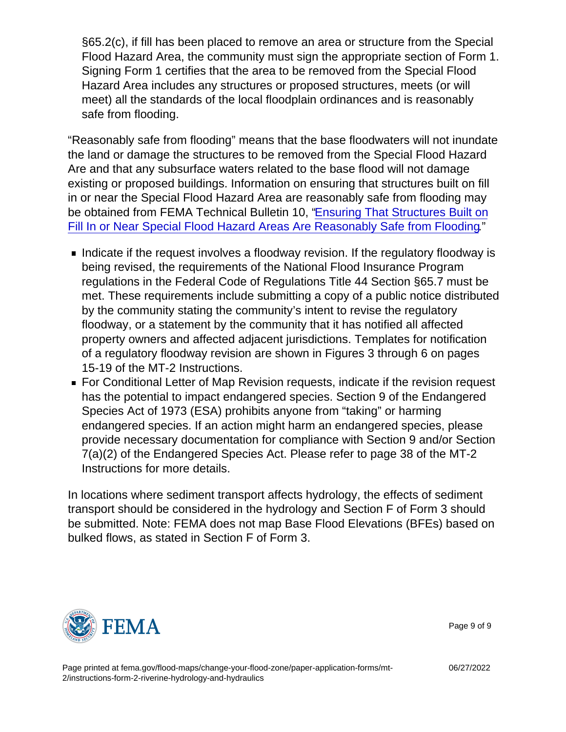§65.2(c), if fill has been placed to remove an area or structure from the Special Flood Hazard Area, the community must sign the appropriate section of Form 1. Signing Form 1 certifies that the area to be removed from the Special Flood Hazard Area includes any structures or proposed structures, meets (or will meet) all the standards of the local floodplain ordinances and is reasonably safe from flooding.

"Reasonably safe from flooding" means that the base floodwaters will not inundate the land or damage the structures to be removed from the Special Flood Hazard Are and that any subsurface waters related to the base flood will not damage existing or proposed buildings. Information on ensuring that structures built on fill in or near the Special Flood Hazard Area are reasonably safe from flooding may be obtained from FEMA Technical Bulletin 10, "Ensuring That Structures Built on Fill In or Near Special Flood Hazard Areas Are Reasonably Safe from Flooding."

- Indicate if the request involves a floodway revision. If the regulatory floodway is being revised, the requirements of the National Flood Insurance Program regulations in the Federal Code of Regulations Title 44 Section §65.7 must be met. These requirements include submitting a copy of a public notice distributed by the community stating the community's intent to revise the regulatory floodway, or a statement by the community that it has notified all affected property owners and affected adjacent jurisdictions. Templates for notification of a regulatory floodway revision are shown in Figures 3 through 6 on pages 15-19 of the MT-2 Instructions.
- For Conditional Letter of Map Revision requests, indicate if the revision request has the potential to impact endangered species. Section 9 of the Endangered Species Act of 1973 (ESA) prohibits anyone from "taking" or harming endangered species. If an action might harm an endangered species, please provide necessary documentation for compliance with Section 9 and/or Section 7(a)(2) of the Endangered Species Act. Please refer to page 38 of the MT-2 Instructions for more details.

In locations where sediment transport affects hydrology, the effects of sediment transport should be considered in the hydrology and Section F of Form 3 should be submitted. Note: FEMA does not map Base Flood Elevations (BFEs) based on bulked flows, as stated in Section F of Form 3.